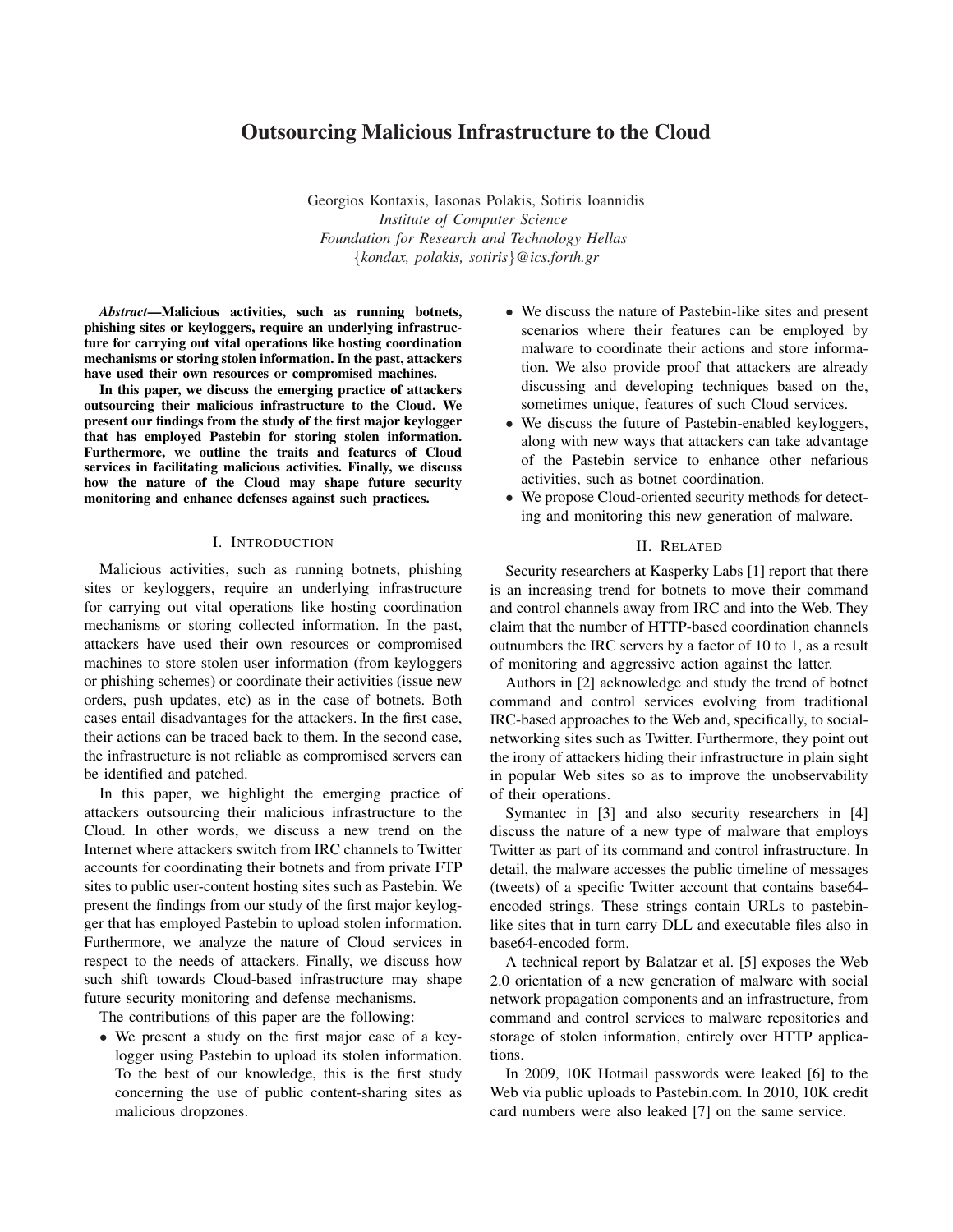# Outsourcing Malicious Infrastructure to the Cloud

Georgios Kontaxis, Iasonas Polakis, Sotiris Ioannidis
*Institute of Computer Science*
*Foundation for Research and Technology Hellas*
{*kondax, polakis, sotiris*}*@ics.forth.gr*

***Abstract*—Malicious activities, such as running botnets, phishing sites or keyloggers, require an underlying infrastructure for carrying out vital operations like hosting coordination mechanisms or storing stolen information. In the past, attackers have used their own resources or compromised machines.**

**In this paper, we discuss the emerging practice of attackers outsourcing their malicious infrastructure to the Cloud. We present our findings from the study of the first major keylogger that has employed Pastebin for storing stolen information. Furthermore, we outline the traits and features of Cloud services in facilitating malicious activities. Finally, we discuss how the nature of the Cloud may shape future security monitoring and enhance defenses against such practices.**

## I. Introduction

Malicious activities, such as running botnets, phishing sites or keyloggers, require an underlying infrastructure for carrying out vital operations like hosting coordination mechanisms or storing collected information. In the past, attackers have used their own resources or compromised machines to store stolen user information (from keyloggers or phishing schemes) or coordinate their activities (issue new orders, push updates, etc) as in the case of botnets. Both cases entail disadvantages for the attackers. In the first case, their actions can be traced back to them. In the second case, the infrastructure is not reliable as compromised servers can be identified and patched.

In this paper, we highlight the emerging practice of attackers outsourcing their malicious infrastructure to the Cloud. In other words, we discuss a new trend on the Internet where attackers switch from IRC channels to Twitter accounts for coordinating their botnets and from private FTP sites to public user-content hosting sites such as Pastebin. We present the findings from our study of the first major keylogger that has employed Pastebin to upload stolen information. Furthermore, we analyze the nature of Cloud services in respect to the needs of attackers. Finally, we discuss how such shift towards Cloud-based infrastructure may shape future security monitoring and defense mechanisms.

The contributions of this paper are the following:

- We present a study on the first major case of a keylogger using Pastebin to upload its stolen information. To the best of our knowledge, this is the first study concerning the use of public content-sharing sites as malicious dropzones.
- We discuss the nature of Pastebin-like sites and present scenarios where their features can be employed by malware to coordinate their actions and store information. We also provide proof that attackers are already discussing and developing techniques based on the, sometimes unique, features of such Cloud services.
- We discuss the future of Pastebin-enabled keyloggers, along with new ways that attackers can take advantage of the Pastebin service to enhance other nefarious activities, such as botnet coordination.
- We propose Cloud-oriented security methods for detecting and monitoring this new generation of malware.

## II. Related

Security researchers at Kasperky Labs [1] report that there is an increasing trend for botnets to move their command and control channels away from IRC and into the Web. They claim that the number of HTTP-based coordination channels outnumbers the IRC servers by a factor of 10 to 1, as a result of monitoring and aggressive action against the latter.

Authors in [2] acknowledge and study the trend of botnet command and control services evolving from traditional IRC-based approaches to the Web and, specifically, to social-networking sites such as Twitter. Furthermore, they point out the irony of attackers hiding their infrastructure in plain sight in popular Web sites so as to improve the unobservability of their operations.

Symantec in [3] and also security researchers in [4] discuss the nature of a new type of malware that employs Twitter as part of its command and control infrastructure. In detail, the malware accesses the public timeline of messages (tweets) of a specific Twitter account that contains base64-encoded strings. These strings contain URLs to pastebin-like sites that in turn carry DLL and executable files also in base64-encoded form.

A technical report by Balatzar et al. [5] exposes the Web 2.0 orientation of a new generation of malware with social network propagation components and an infrastructure, from command and control services to malware repositories and storage of stolen information, entirely over HTTP applications.

In 2009, 10K Hotmail passwords were leaked [6] to the Web via public uploads to Pastebin.com. In 2010, 10K credit card numbers were also leaked [7] on the same service.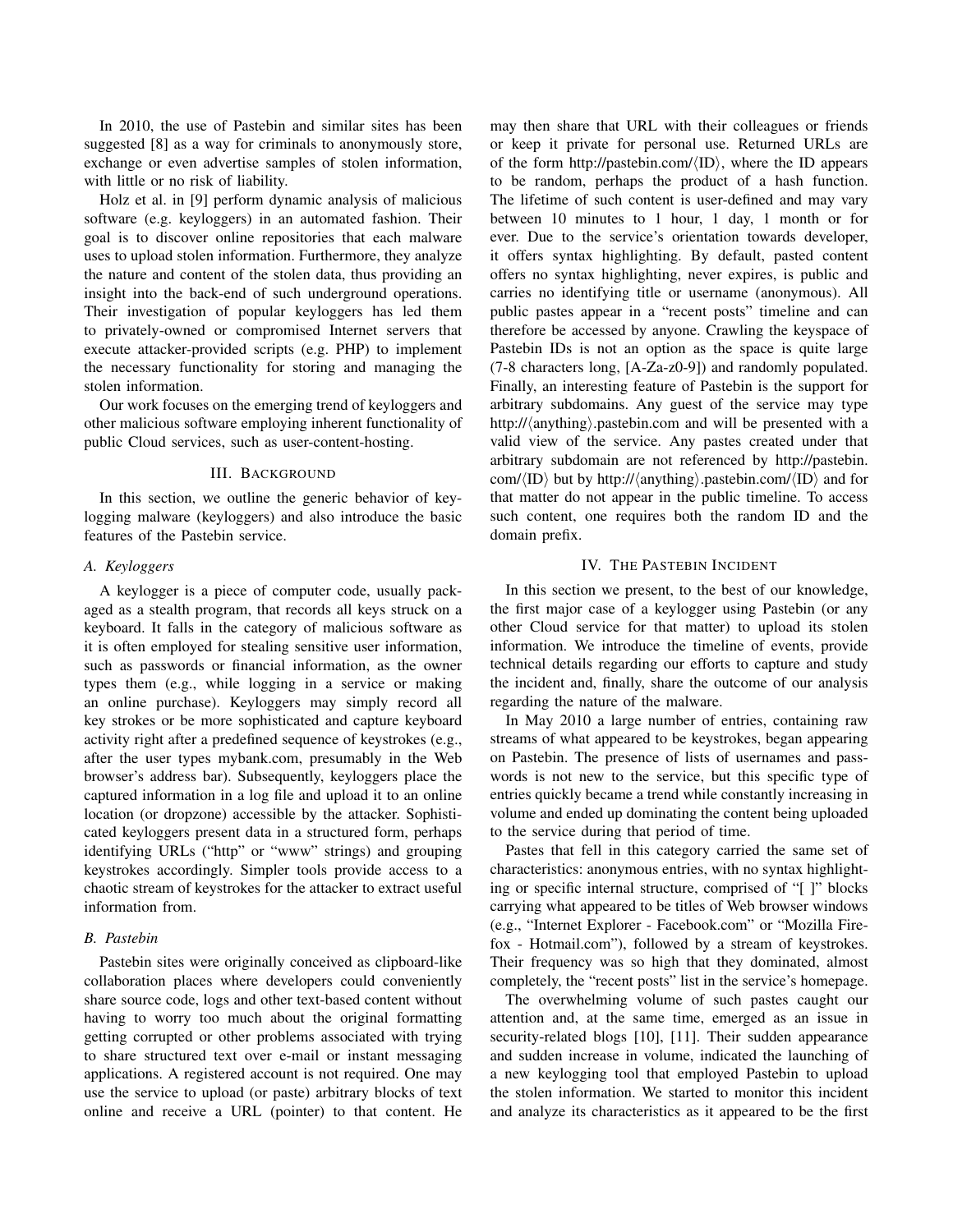In 2010, the use of Pastebin and similar sites has been suggested [8] as a way for criminals to anonymously store, exchange or even advertise samples of stolen information, with little or no risk of liability.

Holz et al. in [9] perform dynamic analysis of malicious software (e.g. keyloggers) in an automated fashion. Their goal is to discover online repositories that each malware uses to upload stolen information. Furthermore, they analyze the nature and content of the stolen data, thus providing an insight into the back-end of such underground operations. Their investigation of popular keyloggers has led them to privately-owned or compromised Internet servers that execute attacker-provided scripts (e.g. PHP) to implement the necessary functionality for storing and managing the stolen information.

Our work focuses on the emerging trend of keyloggers and other malicious software employing inherent functionality of public Cloud services, such as user-content-hosting.

## III. Background

In this section, we outline the generic behavior of keylogging malware (keyloggers) and also introduce the basic features of the Pastebin service.

### A. Keyloggers

A keylogger is a piece of computer code, usually packaged as a stealth program, that records all keys struck on a keyboard. It falls in the category of malicious software as it is often employed for stealing sensitive user information, such as passwords or financial information, as the owner types them (e.g., while logging in a service or making an online purchase). Keyloggers may simply record all key strokes or be more sophisticated and capture keyboard activity right after a predefined sequence of keystrokes (e.g., after the user types mybank.com, presumably in the Web browser's address bar). Subsequently, keyloggers place the captured information in a log file and upload it to an online location (or dropzone) accessible by the attacker. Sophisticated keyloggers present data in a structured form, perhaps identifying URLs ("http" or "www" strings) and grouping keystrokes accordingly. Simpler tools provide access to a chaotic stream of keystrokes for the attacker to extract useful information from.

### B. Pastebin

Pastebin sites were originally conceived as clipboard-like collaboration places where developers could conveniently share source code, logs and other text-based content without having to worry too much about the original formatting getting corrupted or other problems associated with trying to share structured text over e-mail or instant messaging applications. A registered account is not required. One may use the service to upload (or paste) arbitrary blocks of text online and receive a URL (pointer) to that content. He may then share that URL with their colleagues or friends or keep it private for personal use. Returned URLs are of the form http://pastebin.com/⟨ID⟩, where the ID appears to be random, perhaps the product of a hash function. The lifetime of such content is user-defined and may vary between 10 minutes to 1 hour, 1 day, 1 month or for ever. Due to the service's orientation towards developer, it offers syntax highlighting. By default, pasted content offers no syntax highlighting, never expires, is public and carries no identifying title or username (anonymous). All public pastes appear in a "recent posts" timeline and can therefore be accessed by anyone. Crawling the keyspace of Pastebin IDs is not an option as the space is quite large (7-8 characters long, [A-Za-z0-9]) and randomly populated. Finally, an interesting feature of Pastebin is the support for arbitrary subdomains. Any guest of the service may type http://⟨anything⟩.pastebin.com and will be presented with a valid view of the service. Any pastes created under that arbitrary subdomain are not referenced by http://pastebin.com/⟨ID⟩ but by http://⟨anything⟩.pastebin.com/⟨ID⟩ and for that matter do not appear in the public timeline. To access such content, one requires both the random ID and the domain prefix.

## IV. The Pastebin Incident

In this section we present, to the best of our knowledge, the first major case of a keylogger using Pastebin (or any other Cloud service for that matter) to upload its stolen information. We introduce the timeline of events, provide technical details regarding our efforts to capture and study the incident and, finally, share the outcome of our analysis regarding the nature of the malware.

In May 2010 a large number of entries, containing raw streams of what appeared to be keystrokes, began appearing on Pastebin. The presence of lists of usernames and passwords is not new to the service, but this specific type of entries quickly became a trend while constantly increasing in volume and ended up dominating the content being uploaded to the service during that period of time.

Pastes that fell in this category carried the same set of characteristics: anonymous entries, with no syntax highlighting or specific internal structure, comprised of "[ ]" blocks carrying what appeared to be titles of Web browser windows (e.g., "Internet Explorer - Facebook.com" or "Mozilla Firefox - Hotmail.com"), followed by a stream of keystrokes. Their frequency was so high that they dominated, almost completely, the "recent posts" list in the service's homepage.

The overwhelming volume of such pastes caught our attention and, at the same time, emerged as an issue in security-related blogs [10], [11]. Their sudden appearance and sudden increase in volume, indicated the launching of a new keylogging tool that employed Pastebin to upload the stolen information. We started to monitor this incident and analyze its characteristics as it appeared to be the first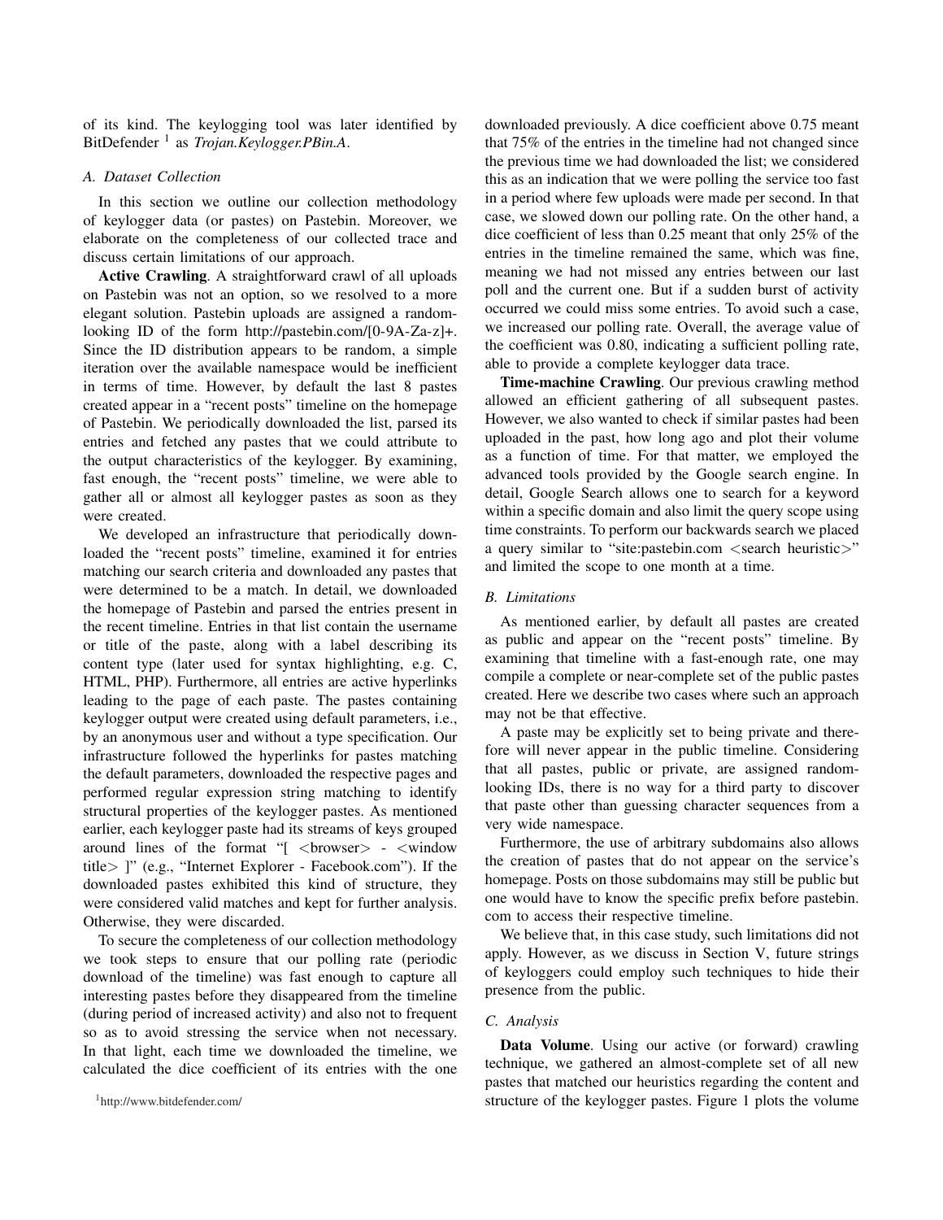of its kind. The keylogging tool was later identified by BitDefender [1] as *Trojan.Keylogger.PBin.A*.

### *A. Dataset Collection*

In this section we outline our collection methodology of keylogger data (or pastes) on Pastebin. Moreover, we elaborate on the completeness of our collected trace and discuss certain limitations of our approach.

**Active Crawling**. A straightforward crawl of all uploads on Pastebin was not an option, so we resolved to a more elegant solution. Pastebin uploads are assigned a random-looking ID of the form http://pastebin.com/[0-9A-Za-z]+. Since the ID distribution appears to be random, a simple iteration over the available namespace would be inefficient in terms of time. However, by default the last 8 pastes created appear in a "recent posts" timeline on the homepage of Pastebin. We periodically downloaded the list, parsed its entries and fetched any pastes that we could attribute to the output characteristics of the keylogger. By examining, fast enough, the "recent posts" timeline, we were able to gather all or almost all keylogger pastes as soon as they were created.

We developed an infrastructure that periodically downloaded the "recent posts" timeline, examined it for entries matching our search criteria and downloaded any pastes that were determined to be a match. In detail, we downloaded the homepage of Pastebin and parsed the entries present in the recent timeline. Entries in that list contain the username or title of the paste, along with a label describing its content type (later used for syntax highlighting, e.g. C, HTML, PHP). Furthermore, all entries are active hyperlinks leading to the page of each paste. The pastes containing keylogger output were created using default parameters, i.e., by an anonymous user and without a type specification. Our infrastructure followed the hyperlinks for pastes matching the default parameters, downloaded the respective pages and performed regular expression string matching to identify structural properties of the keylogger pastes. As mentioned earlier, each keylogger paste had its streams of keys grouped around lines of the format "[ <browser> - <window title> ]" (e.g., "Internet Explorer - Facebook.com"). If the downloaded pastes exhibited this kind of structure, they were considered valid matches and kept for further analysis. Otherwise, they were discarded.

To secure the completeness of our collection methodology we took steps to ensure that our polling rate (periodic download of the timeline) was fast enough to capture all interesting pastes before they disappeared from the timeline (during period of increased activity) and also not to frequent so as to avoid stressing the service when not necessary. In that light, each time we downloaded the timeline, we calculated the dice coefficient of its entries with the one downloaded previously. A dice coefficient above 0.75 meant that 75% of the entries in the timeline had not changed since the previous time we had downloaded the list; we considered this as an indication that we were polling the service too fast in a period where few uploads were made per second. In that case, we slowed down our polling rate. On the other hand, a dice coefficient of less than 0.25 meant that only 25% of the entries in the timeline remained the same, which was fine, meaning we had not missed any entries between our last poll and the current one. But if a sudden burst of activity occurred we could miss some entries. To avoid such a case, we increased our polling rate. Overall, the average value of the coefficient was 0.80, indicating a sufficient polling rate, able to provide a complete keylogger data trace.

**Time-machine Crawling**. Our previous crawling method allowed an efficient gathering of all subsequent pastes. However, we also wanted to check if similar pastes had been uploaded in the past, how long ago and plot their volume as a function of time. For that matter, we employed the advanced tools provided by the Google search engine. In detail, Google Search allows one to search for a keyword within a specific domain and also limit the query scope using time constraints. To perform our backwards search we placed a query similar to "site:pastebin.com <search heuristic>" and limited the scope to one month at a time.

### *B. Limitations*

As mentioned earlier, by default all pastes are created as public and appear on the "recent posts" timeline. By examining that timeline with a fast-enough rate, one may compile a complete or near-complete set of the public pastes created. Here we describe two cases where such an approach may not be that effective.

A paste may be explicitly set to being private and therefore will never appear in the public timeline. Considering that all pastes, public or private, are assigned random-looking IDs, there is no way for a third party to discover that paste other than guessing character sequences from a very wide namespace.

Furthermore, the use of arbitrary subdomains also allows the creation of pastes that do not appear on the service's homepage. Posts on those subdomains may still be public but one would have to know the specific prefix before pastebin.com to access their respective timeline.

We believe that, in this case study, such limitations did not apply. However, as we discuss in Section V, future strings of keyloggers could employ such techniques to hide their presence from the public.

### *C. Analysis*

**Data Volume**. Using our active (or forward) crawling technique, we gathered an almost-complete set of all new pastes that matched our heuristics regarding the content and structure of the keylogger pastes. Figure 1 plots the volume

[1] http://www.bitdefender.com/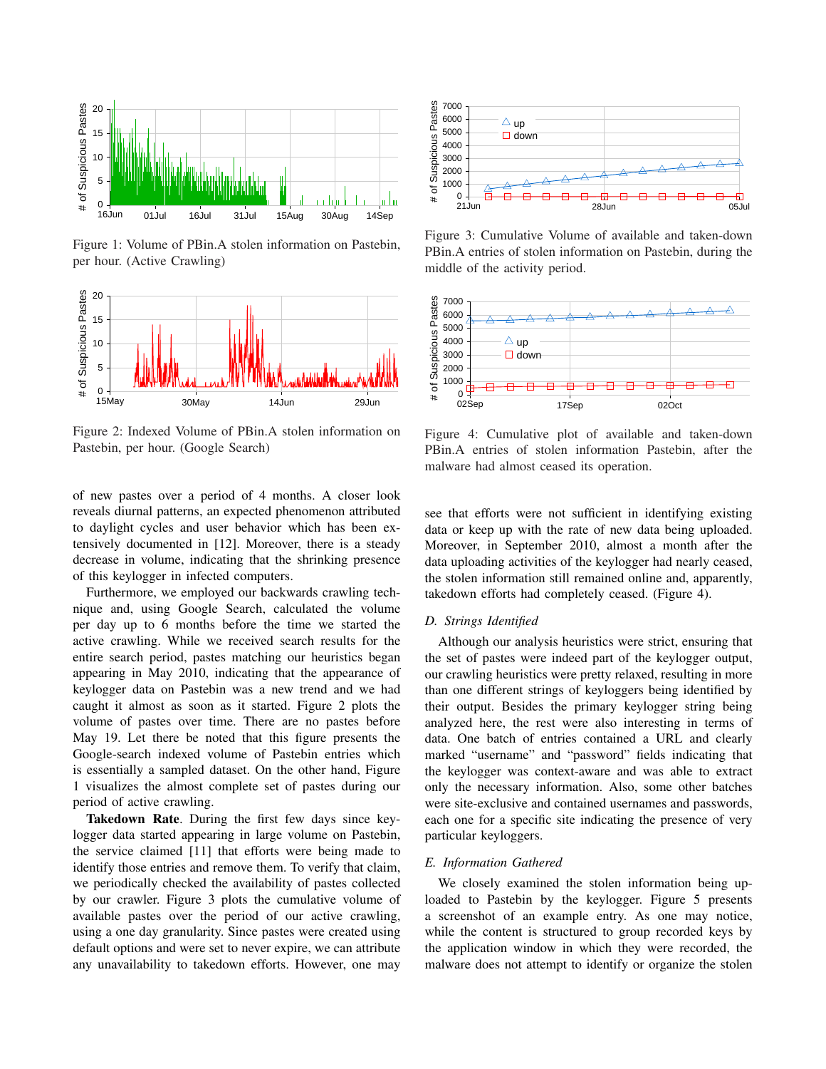Figure 1: Volume of PBin.A stolen information on Pastebin, per hour. (Active Crawling)

Figure 2: Indexed Volume of PBin.A stolen information on Pastebin, per hour. (Google Search)

Figure 3: Cumulative Volume of available and taken-down PBin.A entries of stolen information on Pastebin, during the middle of the activity period.

Figure 4: Cumulative plot of available and taken-down PBin.A entries of stolen information Pastebin, after the malware had almost ceased its operation.

of new pastes over a period of 4 months. A closer look reveals diurnal patterns, an expected phenomenon attributed to daylight cycles and user behavior which has been extensively documented in [12]. Moreover, there is a steady decrease in volume, indicating that the shrinking presence of this keylogger in infected computers.

Furthermore, we employed our backwards crawling technique and, using Google Search, calculated the volume per day up to 6 months before the time we started the active crawling. While we received search results for the entire search period, pastes matching our heuristics began appearing in May 2010, indicating that the appearance of keylogger data on Pastebin was a new trend and we had caught it almost as soon as it started. Figure 2 plots the volume of pastes over time. There are no pastes before May 19. Let there be noted that this figure presents the Google-search indexed volume of Pastebin entries which is essentially a sampled dataset. On the other hand, Figure 1 visualizes the almost complete set of pastes during our period of active crawling.

**Takedown Rate**. During the first few days since keylogger data started appearing in large volume on Pastebin, the service claimed [11] that efforts were being made to identify those entries and remove them. To verify that claim, we periodically checked the availability of pastes collected by our crawler. Figure 3 plots the cumulative volume of available pastes over the period of our active crawling, using a one day granularity. Since pastes were created using default options and were set to never expire, we can attribute any unavailability to takedown efforts. However, one may see that efforts were not sufficient in identifying existing data or keep up with the rate of new data being uploaded. Moreover, in September 2010, almost a month after the data uploading activities of the keylogger had nearly ceased, the stolen information still remained online and, apparently, takedown efforts had completely ceased. (Figure 4).

### D. Strings Identified

Although our analysis heuristics were strict, ensuring that the set of pastes were indeed part of the keylogger output, our crawling heuristics were pretty relaxed, resulting in more than one different strings of keyloggers being identified by their output. Besides the primary keylogger string being analyzed here, the rest were also interesting in terms of data. One batch of entries contained a URL and clearly marked "username" and "password" fields indicating that the keylogger was context-aware and was able to extract only the necessary information. Also, some other batches were site-exclusive and contained usernames and passwords, each one for a specific site indicating the presence of very particular keyloggers.

### E. Information Gathered

We closely examined the stolen information being uploaded to Pastebin by the keylogger. Figure 5 presents a screenshot of an example entry. As one may notice, while the content is structured to group recorded keys by the application window in which they were recorded, the malware does not attempt to identify or organize the stolen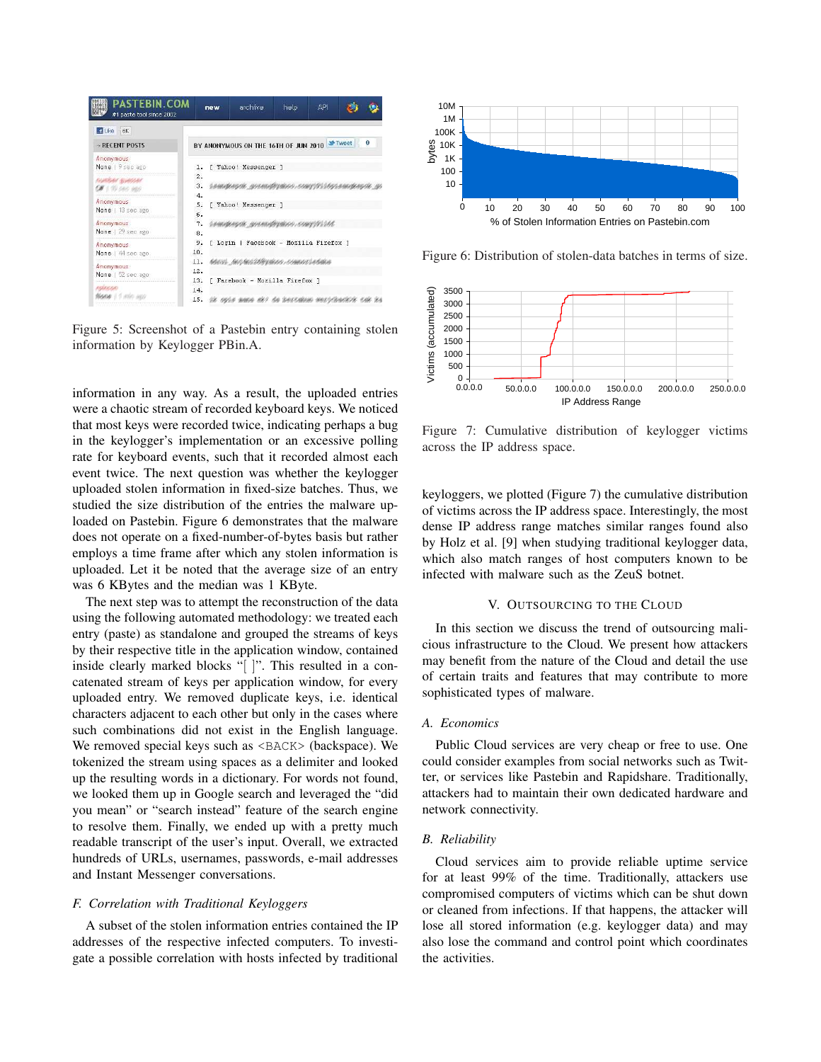PASTEBIN.COM
#1 paste tool since 2002
new archive help API

RECENT POSTS

BY ANONYMOUS ON THE 16TH OF JUN 2010

1. [ Yahoo! Messenger ]
5. [ Yahoo! Messenger ]
9. [ Login | Facebook - Mozilla Firefox ]
13. [ Facebook - Mozilla Firefox ]

Figure 5: Screenshot of a Pastebin entry containing stolen information by Keylogger PBin.A.

information in any way. As a result, the uploaded entries were a chaotic stream of recorded keyboard keys. We noticed that most keys were recorded twice, indicating perhaps a bug in the keylogger's implementation or an excessive polling rate for keyboard events, such that it recorded almost each event twice. The next question was whether the keylogger uploaded stolen information in fixed-size batches. Thus, we studied the size distribution of the entries the malware uploaded on Pastebin. Figure 6 demonstrates that the malware does not operate on a fixed-number-of-bytes basis but rather employs a time frame after which any stolen information is uploaded. Let it be noted that the average size of an entry was 6 KBytes and the median was 1 KByte.

The next step was to attempt the reconstruction of the data using the following automated methodology: we treated each entry (paste) as standalone and grouped the streams of keys by their respective title in the application window, contained inside clearly marked blocks "[ ]". This resulted in a concatenated stream of keys per application window, for every uploaded entry. We removed duplicate keys, i.e. identical characters adjacent to each other but only in the cases where such combinations did not exist in the English language. We removed special keys such as <BACK> (backspace). We tokenized the stream using spaces as a delimiter and looked up the resulting words in a dictionary. For words not found, we looked them up in Google search and leveraged the "did you mean" or "search instead" feature of the search engine to resolve them. Finally, we ended up with a pretty much readable transcript of the user's input. Overall, we extracted hundreds of URLs, usernames, passwords, e-mail addresses and Instant Messenger conversations.

### F. Correlation with Traditional Keyloggers

A subset of the stolen information entries contained the IP addresses of the respective infected computers. To investigate a possible correlation with hosts infected by traditional

bytes
10M
1M
100K
10K
1K
100
10
0 10 20 30 40 50 60 70 80 90 100
% of Stolen Information Entries on Pastebin.com

Figure 6: Distribution of stolen-data batches in terms of size.

Victims (accumulated)
3500
3000
2500
2000
1500
1000
500
0
0.0.0.0 50.0.0.0 100.0.0.0 150.0.0.0 200.0.0.0 250.0.0.0
IP Address Range

Figure 7: Cumulative distribution of keylogger victims across the IP address space.

keyloggers, we plotted (Figure 7) the cumulative distribution of victims across the IP address space. Interestingly, the most dense IP address range matches similar ranges found also by Holz et al. [9] when studying traditional keylogger data, which also match ranges of host computers known to be infected with malware such as the ZeuS botnet.

## V. Outsourcing to the Cloud

In this section we discuss the trend of outsourcing malicious infrastructure to the Cloud. We present how attackers may benefit from the nature of the Cloud and detail the use of certain traits and features that may contribute to more sophisticated types of malware.

### A. Economics

Public Cloud services are very cheap or free to use. One could consider examples from social networks such as Twitter, or services like Pastebin and Rapidshare. Traditionally, attackers had to maintain their own dedicated hardware and network connectivity.

### B. Reliability

Cloud services aim to provide reliable uptime service for at least 99% of the time. Traditionally, attackers use compromised computers of victims which can be shut down or cleaned from infections. If that happens, the attacker will lose all stored information (e.g. keylogger data) and may also lose the command and control point which coordinates the activities.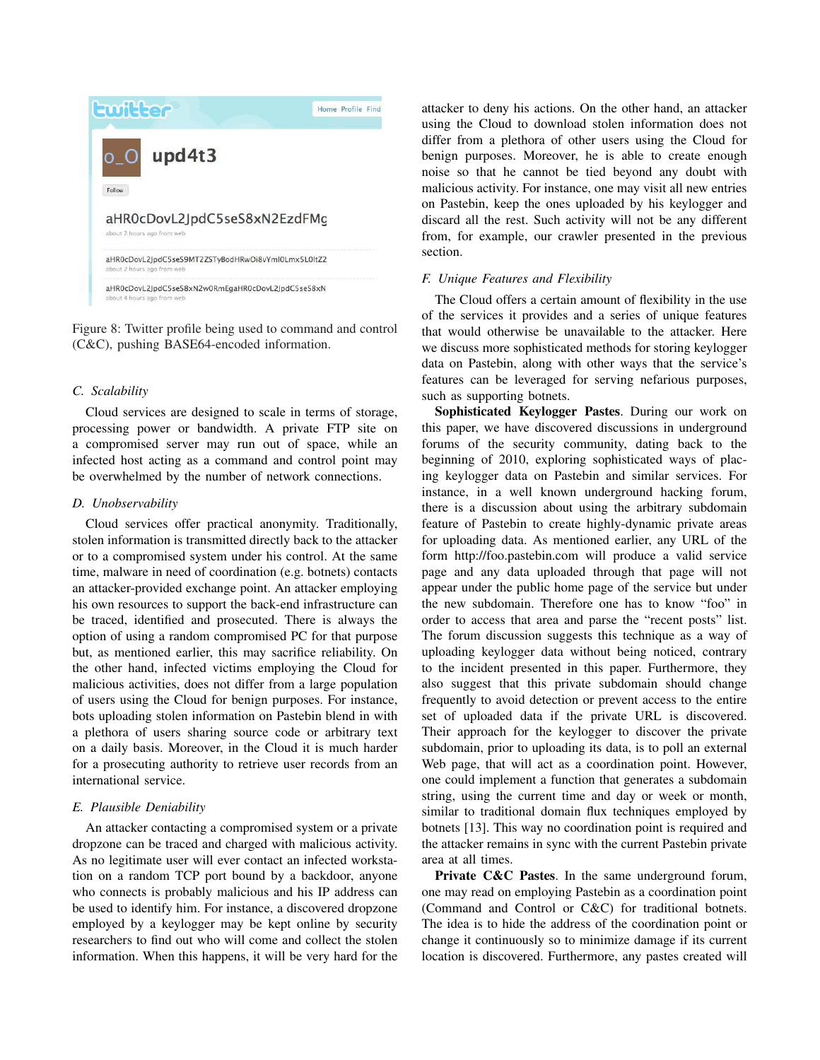Twitter
Home Profile Find
o_O upd4t3
Follow
aHR0cDovL2JpdC5seS8xN2EzdFMg
about 2 hours ago from web
aHR0cDovL2JpdC5seS9MT2ZSTyBodHRwOi8vYml0Lmx5L0ltZ2
about 2 hours ago from web
aHR0cDovL2JpdC5seS8xN2w0RmEgaHR0cDovL2JpdC5seS8xN
about 4 hours ago from web

Figure 8: Twitter profile being used to command and control (C&C), pushing BASE64-encoded information.

### C. Scalability

Cloud services are designed to scale in terms of storage, processing power or bandwidth. A private FTP site on a compromised server may run out of space, while an infected host acting as a command and control point may be overwhelmed by the number of network connections.

### D. Unobservability

Cloud services offer practical anonymity. Traditionally, stolen information is transmitted directly back to the attacker or to a compromised system under his control. At the same time, malware in need of coordination (e.g. botnets) contacts an attacker-provided exchange point. An attacker employing his own resources to support the back-end infrastructure can be traced, identified and prosecuted. There is always the option of using a random compromised PC for that purpose but, as mentioned earlier, this may sacrifice reliability. On the other hand, infected victims employing the Cloud for malicious activities, does not differ from a large population of users using the Cloud for benign purposes. For instance, bots uploading stolen information on Pastebin blend in with a plethora of users sharing source code or arbitrary text on a daily basis. Moreover, in the Cloud it is much harder for a prosecuting authority to retrieve user records from an international service.

### E. Plausible Deniability

An attacker contacting a compromised system or a private dropzone can be traced and charged with malicious activity. As no legitimate user will ever contact an infected workstation on a random TCP port bound by a backdoor, anyone who connects is probably malicious and his IP address can be used to identify him. For instance, a discovered dropzone employed by a keylogger may be kept online by security researchers to find out who will come and collect the stolen information. When this happens, it will be very hard for the attacker to deny his actions. On the other hand, an attacker using the Cloud to download stolen information does not differ from a plethora of other users using the Cloud for benign purposes. Moreover, he is able to create enough noise so that he cannot be tied beyond any doubt with malicious activity. For instance, one may visit all new entries on Pastebin, keep the ones uploaded by his keylogger and discard all the rest. Such activity will not be any different from, for example, our crawler presented in the previous section.

### F. Unique Features and Flexibility

The Cloud offers a certain amount of flexibility in the use of the services it provides and a series of unique features that would otherwise be unavailable to the attacker. Here we discuss more sophisticated methods for storing keylogger data on Pastebin, along with other ways that the service's features can be leveraged for serving nefarious purposes, such as supporting botnets.

**Sophisticated Keylogger Pastes**. During our work on this paper, we have discovered discussions in underground forums of the security community, dating back to the beginning of 2010, exploring sophisticated ways of placing keylogger data on Pastebin and similar services. For instance, in a well known underground hacking forum, there is a discussion about using the arbitrary subdomain feature of Pastebin to create highly-dynamic private areas for uploading data. As mentioned earlier, any URL of the form http://foo.pastebin.com will produce a valid service page and any data uploaded through that page will not appear under the public home page of the service but under the new subdomain. Therefore one has to know "foo" in order to access that area and parse the "recent posts" list. The forum discussion suggests this technique as a way of uploading keylogger data without being noticed, contrary to the incident presented in this paper. Furthermore, they also suggest that this private subdomain should change frequently to avoid detection or prevent access to the entire set of uploaded data if the private URL is discovered. Their approach for the keylogger to discover the private subdomain, prior to uploading its data, is to poll an external Web page, that will act as a coordination point. However, one could implement a function that generates a subdomain string, using the current time and day or week or month, similar to traditional domain flux techniques employed by botnets [13]. This way no coordination point is required and the attacker remains in sync with the current Pastebin private area at all times.

**Private C&C Pastes**. In the same underground forum, one may read on employing Pastebin as a coordination point (Command and Control or C&C) for traditional botnets. The idea is to hide the address of the coordination point or change it continuously so to minimize damage if its current location is discovered. Furthermore, any pastes created will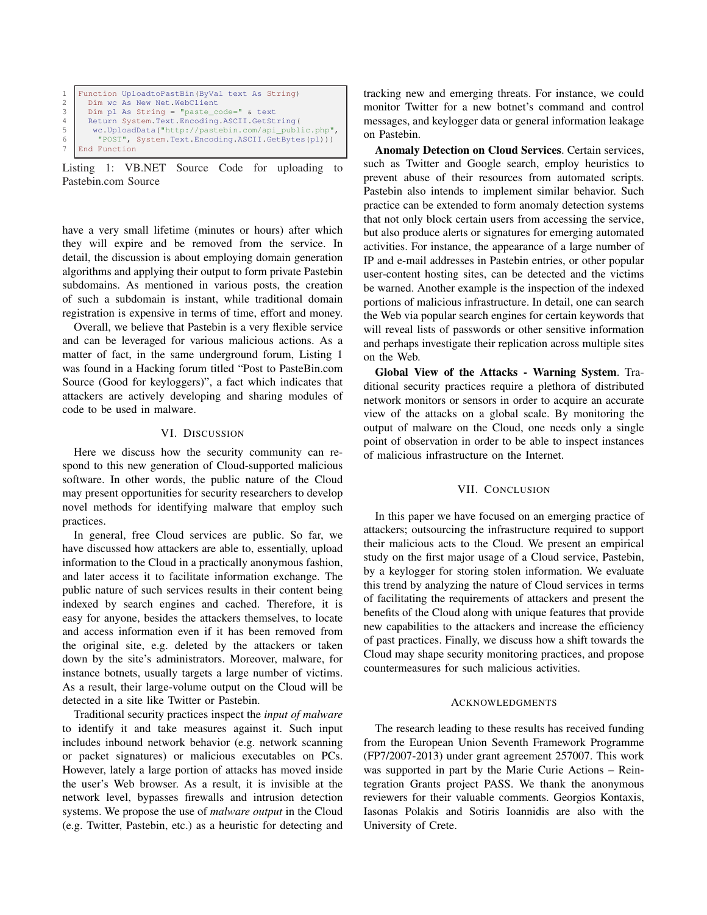```
Function UploadtoPastBin(ByVal text As String)
  Dim wc As New Net.WebClient
  Dim pl As String = "paste_code=" & text
  Return System.Text.Encoding.ASCII.GetString(
   wc.UploadData("http://pastebin.com/api_public.php",
    "POST", System.Text.Encoding.ASCII.GetBytes(pl)))
End Function
```

Listing 1: VB.NET Source Code for uploading to Pastebin.com Source

have a very small lifetime (minutes or hours) after which they will expire and be removed from the service. In detail, the discussion is about employing domain generation algorithms and applying their output to form private Pastebin subdomains. As mentioned in various posts, the creation of such a subdomain is instant, while traditional domain registration is expensive in terms of time, effort and money.

Overall, we believe that Pastebin is a very flexible service and can be leveraged for various malicious actions. As a matter of fact, in the same underground forum, Listing 1 was found in a Hacking forum titled "Post to PasteBin.com Source (Good for keyloggers)", a fact which indicates that attackers are actively developing and sharing modules of code to be used in malware.

## VI. Discussion

Here we discuss how the security community can respond to this new generation of Cloud-supported malicious software. In other words, the public nature of the Cloud may present opportunities for security researchers to develop novel methods for identifying malware that employ such practices.

In general, free Cloud services are public. So far, we have discussed how attackers are able to, essentially, upload information to the Cloud in a practically anonymous fashion, and later access it to facilitate information exchange. The public nature of such services results in their content being indexed by search engines and cached. Therefore, it is easy for anyone, besides the attackers themselves, to locate and access information even if it has been removed from the original site, e.g. deleted by the attackers or taken down by the site's administrators. Moreover, malware, for instance botnets, usually targets a large number of victims. As a result, their large-volume output on the Cloud will be detected in a site like Twitter or Pastebin.

Traditional security practices inspect the *input of malware* to identify it and take measures against it. Such input includes inbound network behavior (e.g. network scanning or packet signatures) or malicious executables on PCs. However, lately a large portion of attacks has moved inside the user's Web browser. As a result, it is invisible at the network level, bypasses firewalls and intrusion detection systems. We propose the use of *malware output* in the Cloud (e.g. Twitter, Pastebin, etc.) as a heuristic for detecting and tracking new and emerging threats. For instance, we could monitor Twitter for a new botnet's command and control messages, and keylogger data or general information leakage on Pastebin.

**Anomaly Detection on Cloud Services**. Certain services, such as Twitter and Google search, employ heuristics to prevent abuse of their resources from automated scripts. Pastebin also intends to implement similar behavior. Such practice can be extended to form anomaly detection systems that not only block certain users from accessing the service, but also produce alerts or signatures for emerging automated activities. For instance, the appearance of a large number of IP and e-mail addresses in Pastebin entries, or other popular user-content hosting sites, can be detected and the victims be warned. Another example is the inspection of the indexed portions of malicious infrastructure. In detail, one can search the Web via popular search engines for certain keywords that will reveal lists of passwords or other sensitive information and perhaps investigate their replication across multiple sites on the Web.

**Global View of the Attacks - Warning System**. Traditional security practices require a plethora of distributed network monitors or sensors in order to acquire an accurate view of the attacks on a global scale. By monitoring the output of malware on the Cloud, one needs only a single point of observation in order to be able to inspect instances of malicious infrastructure on the Internet.

## VII. Conclusion

In this paper we have focused on an emerging practice of attackers; outsourcing the infrastructure required to support their malicious acts to the Cloud. We present an empirical study on the first major usage of a Cloud service, Pastebin, by a keylogger for storing stolen information. We evaluate this trend by analyzing the nature of Cloud services in terms of facilitating the requirements of attackers and present the benefits of the Cloud along with unique features that provide new capabilities to the attackers and increase the efficiency of past practices. Finally, we discuss how a shift towards the Cloud may shape security monitoring practices, and propose countermeasures for such malicious activities.

## Acknowledgments

The research leading to these results has received funding from the European Union Seventh Framework Programme (FP7/2007-2013) under grant agreement 257007. This work was supported in part by the Marie Curie Actions – Reintegration Grants project PASS. We thank the anonymous reviewers for their valuable comments. Georgios Kontaxis, Iasonas Polakis and Sotiris Ioannidis are also with the University of Crete.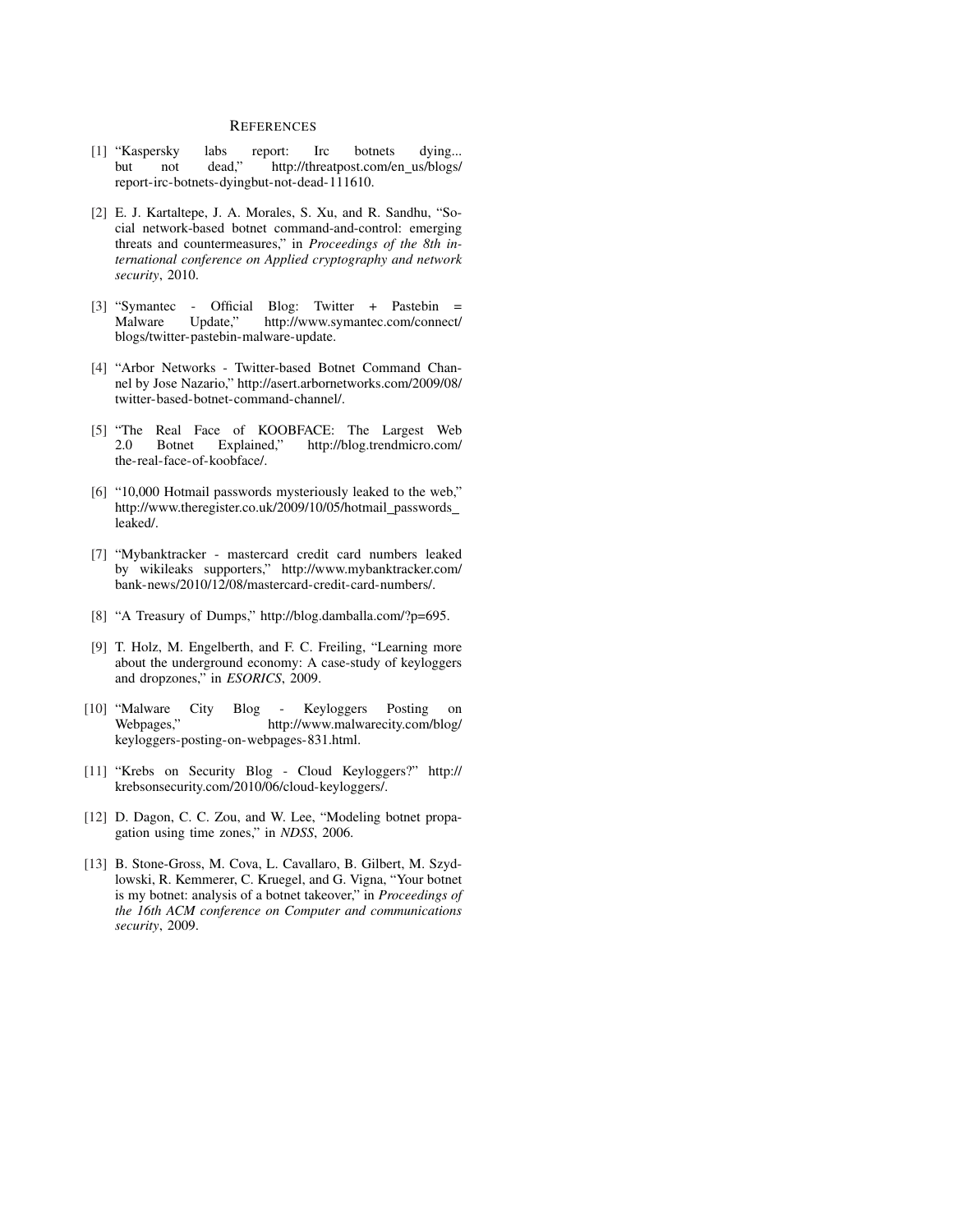# REFERENCES

[1] "Kaspersky labs report: Irc botnets dying... but not dead," http://threatpost.com/en_us/blogs/report-irc-botnets-dyingbut-not-dead-111610.

[2] E. J. Kartaltepe, J. A. Morales, S. Xu, and R. Sandhu, "Social network-based botnet command-and-control: emerging threats and countermeasures," in *Proceedings of the 8th international conference on Applied cryptography and network security*, 2010.

[3] "Symantec - Official Blog: Twitter + Pastebin = Malware Update," http://www.symantec.com/connect/blogs/twitter-pastebin-malware-update.

[4] "Arbor Networks - Twitter-based Botnet Command Channel by Jose Nazario," http://asert.arbornetworks.com/2009/08/twitter-based-botnet-command-channel/.

[5] "The Real Face of KOOBFACE: The Largest Web 2.0 Botnet Explained," http://blog.trendmicro.com/the-real-face-of-koobface/.

[6] "10,000 Hotmail passwords mysteriously leaked to the web," http://www.theregister.co.uk/2009/10/05/hotmail_passwords_leaked/.

[7] "Mybanktracker - mastercard credit card numbers leaked by wikileaks supporters," http://www.mybanktracker.com/bank-news/2010/12/08/mastercard-credit-card-numbers/.

[8] "A Treasury of Dumps," http://blog.damballa.com/?p=695.

[9] T. Holz, M. Engelberth, and F. C. Freiling, "Learning more about the underground economy: A case-study of keyloggers and dropzones," in *ESORICS*, 2009.

[10] "Malware City Blog - Keyloggers Posting on Webpages," http://www.malwarecity.com/blog/keyloggers-posting-on-webpages-831.html.

[11] "Krebs on Security Blog - Cloud Keyloggers?" http://krebsonsecurity.com/2010/06/cloud-keyloggers/.

[12] D. Dagon, C. C. Zou, and W. Lee, "Modeling botnet propagation using time zones," in *NDSS*, 2006.

[13] B. Stone-Gross, M. Cova, L. Cavallaro, B. Gilbert, M. Szydlowski, R. Kemmerer, C. Kruegel, and G. Vigna, "Your botnet is my botnet: analysis of a botnet takeover," in *Proceedings of the 16th ACM conference on Computer and communications security*, 2009.